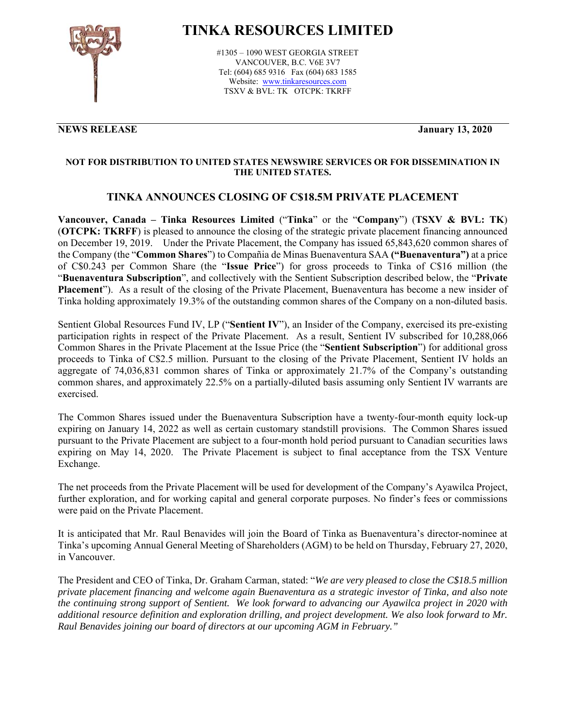# TINKA RESOURCES LIMITED

#1305 – 1090 WEST GEORGIA STREET
VANCOUVER, B.C. V6E 3V7
Tel: (604) 685 9316 Fax (604) 683 1585
Website: www.tinkaresources.com
TSXV & BVL: TK OTCPK: TKRFF

**NEWS RELEASE** **January 13, 2020**

**NOT FOR DISTRIBUTION TO UNITED STATES NEWSWIRE SERVICES OR FOR DISSEMINATION IN THE UNITED STATES.**

## TINKA ANNOUNCES CLOSING OF C$18.5M PRIVATE PLACEMENT

**Vancouver, Canada – Tinka Resources Limited** ("**Tinka**" or the "**Company**") (**TSXV & BVL: TK**) (**OTCPK: TKRFF**) is pleased to announce the closing of the strategic private placement financing announced on December 19, 2019. Under the Private Placement, the Company has issued 65,843,620 common shares of the Company (the "**Common Shares**") to Compañia de Minas Buenaventura SAA **("Buenaventura")** at a price of C$0.243 per Common Share (the "**Issue Price**") for gross proceeds to Tinka of C$16 million (the "**Buenaventura Subscription**", and collectively with the Sentient Subscription described below, the "**Private Placement**"). As a result of the closing of the Private Placement, Buenaventura has become a new insider of Tinka holding approximately 19.3% of the outstanding common shares of the Company on a non-diluted basis.

Sentient Global Resources Fund IV, LP ("**Sentient IV**"), an Insider of the Company, exercised its pre-existing participation rights in respect of the Private Placement. As a result, Sentient IV subscribed for 10,288,066 Common Shares in the Private Placement at the Issue Price (the "**Sentient Subscription**") for additional gross proceeds to Tinka of C$2.5 million. Pursuant to the closing of the Private Placement, Sentient IV holds an aggregate of 74,036,831 common shares of Tinka or approximately 21.7% of the Company's outstanding common shares, and approximately 22.5% on a partially-diluted basis assuming only Sentient IV warrants are exercised.

The Common Shares issued under the Buenaventura Subscription have a twenty-four-month equity lock-up expiring on January 14, 2022 as well as certain customary standstill provisions. The Common Shares issued pursuant to the Private Placement are subject to a four-month hold period pursuant to Canadian securities laws expiring on May 14, 2020. The Private Placement is subject to final acceptance from the TSX Venture Exchange.

The net proceeds from the Private Placement will be used for development of the Company's Ayawilca Project, further exploration, and for working capital and general corporate purposes. No finder's fees or commissions were paid on the Private Placement.

It is anticipated that Mr. Raul Benavides will join the Board of Tinka as Buenaventura's director-nominee at Tinka's upcoming Annual General Meeting of Shareholders (AGM) to be held on Thursday, February 27, 2020, in Vancouver.

The President and CEO of Tinka, Dr. Graham Carman, stated: "*We are very pleased to close the C$18.5 million private placement financing and welcome again Buenaventura as a strategic investor of Tinka, and also note the continuing strong support of Sentient. We look forward to advancing our Ayawilca project in 2020 with additional resource definition and exploration drilling, and project development. We also look forward to Mr. Raul Benavides joining our board of directors at our upcoming AGM in February."*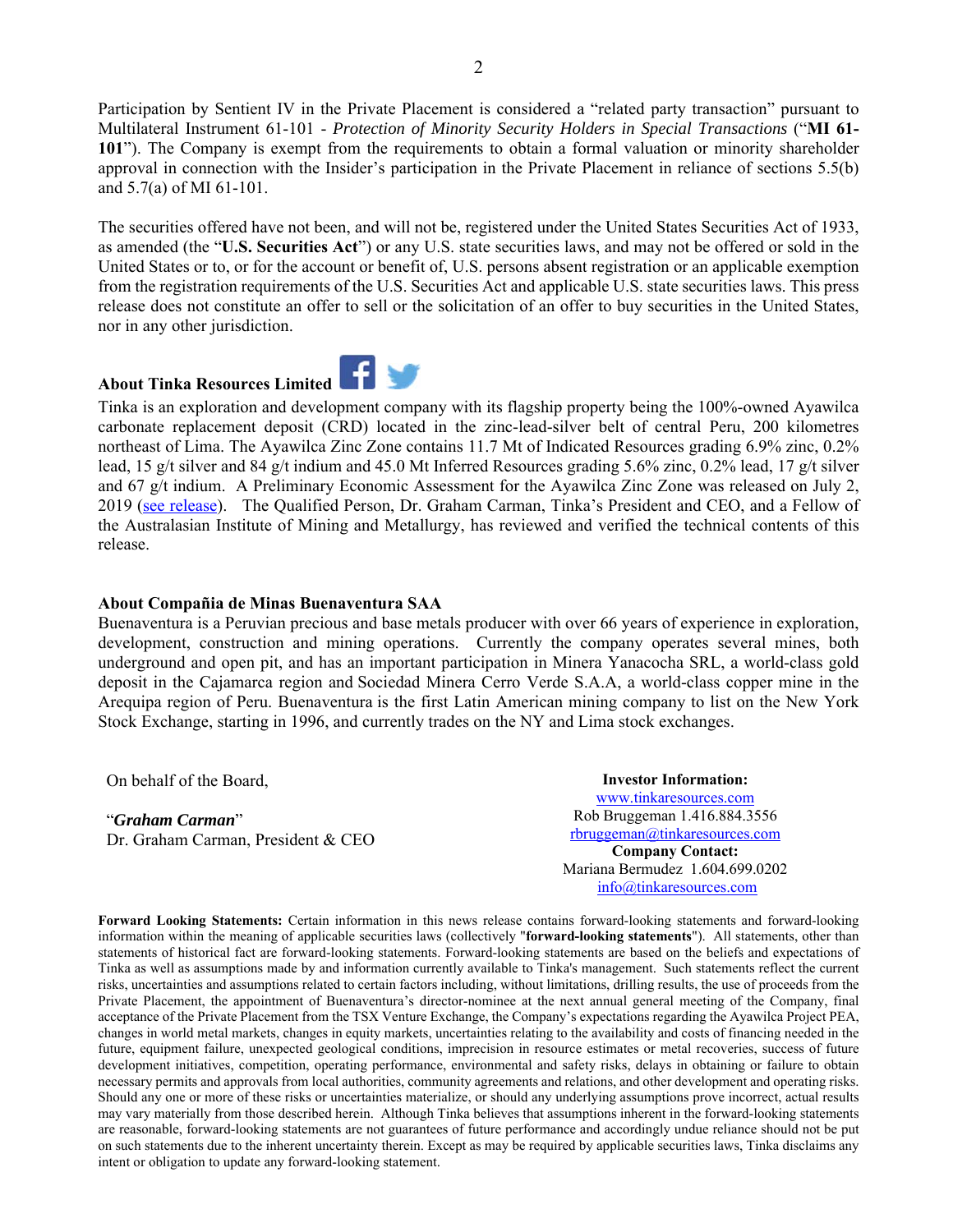Participation by Sentient IV in the Private Placement is considered a "related party transaction" pursuant to Multilateral Instrument 61-101 - *Protection of Minority Security Holders in Special Transactions* ("**MI 61-101**"). The Company is exempt from the requirements to obtain a formal valuation or minority shareholder approval in connection with the Insider's participation in the Private Placement in reliance of sections 5.5(b) and 5.7(a) of MI 61-101.

The securities offered have not been, and will not be, registered under the United States Securities Act of 1933, as amended (the "**U.S. Securities Act**") or any U.S. state securities laws, and may not be offered or sold in the United States or to, or for the account or benefit of, U.S. persons absent registration or an applicable exemption from the registration requirements of the U.S. Securities Act and applicable U.S. state securities laws. This press release does not constitute an offer to sell or the solicitation of an offer to buy securities in the United States, nor in any other jurisdiction.

**About Tinka Resources Limited**

Tinka is an exploration and development company with its flagship property being the 100%-owned Ayawilca carbonate replacement deposit (CRD) located in the zinc-lead-silver belt of central Peru, 200 kilometres northeast of Lima. The Ayawilca Zinc Zone contains 11.7 Mt of Indicated Resources grading 6.9% zinc, 0.2% lead, 15 g/t silver and 84 g/t indium and 45.0 Mt Inferred Resources grading 5.6% zinc, 0.2% lead, 17 g/t silver and 67 g/t indium. A Preliminary Economic Assessment for the Ayawilca Zinc Zone was released on July 2, 2019 (see release). The Qualified Person, Dr. Graham Carman, Tinka's President and CEO, and a Fellow of the Australasian Institute of Mining and Metallurgy, has reviewed and verified the technical contents of this release.

**About Compañia de Minas Buenaventura SAA**

Buenaventura is a Peruvian precious and base metals producer with over 66 years of experience in exploration, development, construction and mining operations. Currently the company operates several mines, both underground and open pit, and has an important participation in Minera Yanacocha SRL, a world-class gold deposit in the Cajamarca region and Sociedad Minera Cerro Verde S.A.A, a world-class copper mine in the Arequipa region of Peru. Buenaventura is the first Latin American mining company to list on the New York Stock Exchange, starting in 1996, and currently trades on the NY and Lima stock exchanges.

On behalf of the Board,

"***Graham Carman***"
Dr. Graham Carman, President & CEO

**Investor Information:**
www.tinkaresources.com
Rob Bruggeman 1.416.884.3556
rbruggeman@tinkaresources.com
**Company Contact:**
Mariana Bermudez 1.604.699.0202
info@tinkaresources.com

**Forward Looking Statements:** Certain information in this news release contains forward-looking statements and forward-looking information within the meaning of applicable securities laws (collectively "**forward-looking statements**"). All statements, other than statements of historical fact are forward-looking statements. Forward-looking statements are based on the beliefs and expectations of Tinka as well as assumptions made by and information currently available to Tinka's management. Such statements reflect the current risks, uncertainties and assumptions related to certain factors including, without limitations, drilling results, the use of proceeds from the Private Placement, the appointment of Buenaventura's director-nominee at the next annual general meeting of the Company, final acceptance of the Private Placement from the TSX Venture Exchange, the Company's expectations regarding the Ayawilca Project PEA, changes in world metal markets, changes in equity markets, uncertainties relating to the availability and costs of financing needed in the future, equipment failure, unexpected geological conditions, imprecision in resource estimates or metal recoveries, success of future development initiatives, competition, operating performance, environmental and safety risks, delays in obtaining or failure to obtain necessary permits and approvals from local authorities, community agreements and relations, and other development and operating risks. Should any one or more of these risks or uncertainties materialize, or should any underlying assumptions prove incorrect, actual results may vary materially from those described herein. Although Tinka believes that assumptions inherent in the forward-looking statements are reasonable, forward-looking statements are not guarantees of future performance and accordingly undue reliance should not be put on such statements due to the inherent uncertainty therein. Except as may be required by applicable securities laws, Tinka disclaims any intent or obligation to update any forward-looking statement.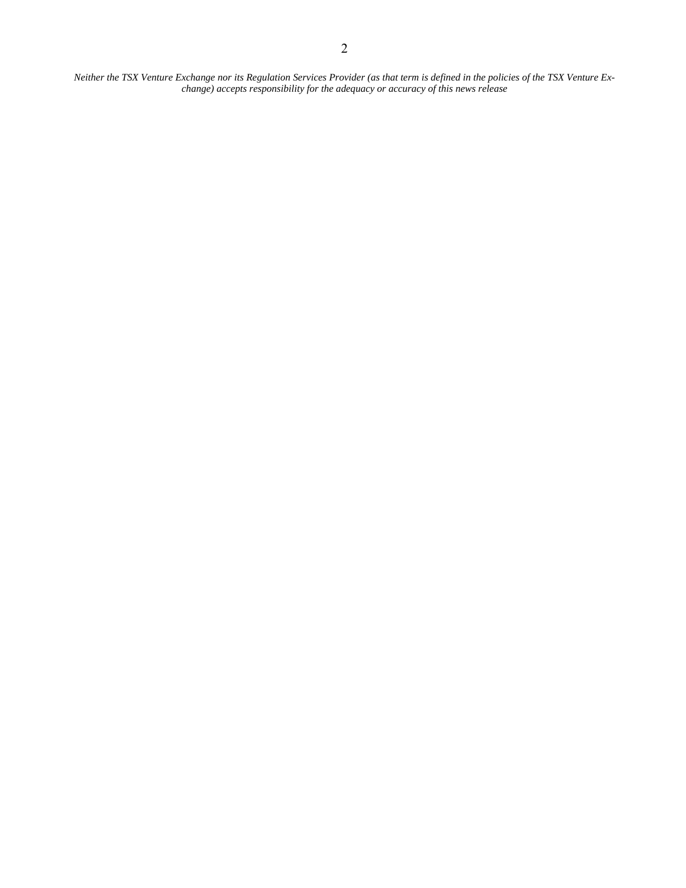*Neither the TSX Venture Exchange nor its Regulation Services Provider (as that term is defined in the policies of the TSX Venture Exchange) accepts responsibility for the adequacy or accuracy of this news release*